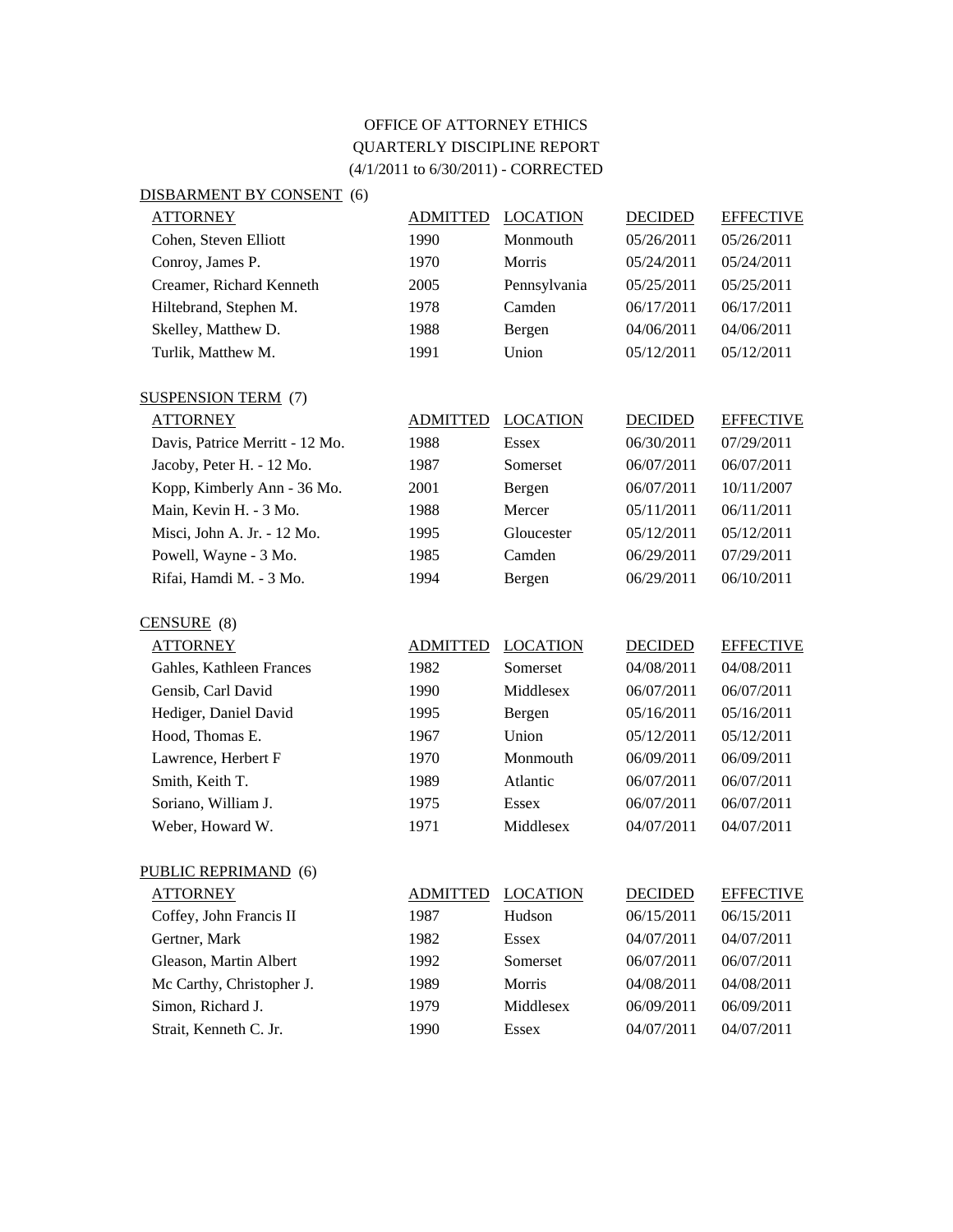# OFFICE OF ATTORNEY ETHICS
## QUARTERLY DISCIPLINE REPORT
### (4/1/2011 to 6/30/2011) - CORRECTED

DISBARMENT BY CONSENT (6)

| ATTORNEY | ADMITTED | LOCATION | DECIDED | EFFECTIVE |
|---|---|---|---|---|
| Cohen, Steven Elliott | 1990 | Monmouth | 05/26/2011 | 05/26/2011 |
| Conroy, James P. | 1970 | Morris | 05/24/2011 | 05/24/2011 |
| Creamer, Richard Kenneth | 2005 | Pennsylvania | 05/25/2011 | 05/25/2011 |
| Hiltebrand, Stephen M. | 1978 | Camden | 06/17/2011 | 06/17/2011 |
| Skelley, Matthew D. | 1988 | Bergen | 04/06/2011 | 04/06/2011 |
| Turlik, Matthew M. | 1991 | Union | 05/12/2011 | 05/12/2011 |

SUSPENSION TERM (7)

| ATTORNEY | ADMITTED | LOCATION | DECIDED | EFFECTIVE |
|---|---|---|---|---|
| Davis, Patrice Merritt - 12 Mo. | 1988 | Essex | 06/30/2011 | 07/29/2011 |
| Jacoby, Peter H. - 12 Mo. | 1987 | Somerset | 06/07/2011 | 06/07/2011 |
| Kopp, Kimberly Ann - 36 Mo. | 2001 | Bergen | 06/07/2011 | 10/11/2007 |
| Main, Kevin H. - 3 Mo. | 1988 | Mercer | 05/11/2011 | 06/11/2011 |
| Misci, John A. Jr. - 12 Mo. | 1995 | Gloucester | 05/12/2011 | 05/12/2011 |
| Powell, Wayne - 3 Mo. | 1985 | Camden | 06/29/2011 | 07/29/2011 |
| Rifai, Hamdi M. - 3 Mo. | 1994 | Bergen | 06/29/2011 | 06/10/2011 |

CENSURE (8)

| ATTORNEY | ADMITTED | LOCATION | DECIDED | EFFECTIVE |
|---|---|---|---|---|
| Gahles, Kathleen Frances | 1982 | Somerset | 04/08/2011 | 04/08/2011 |
| Gensib, Carl David | 1990 | Middlesex | 06/07/2011 | 06/07/2011 |
| Hediger, Daniel David | 1995 | Bergen | 05/16/2011 | 05/16/2011 |
| Hood, Thomas E. | 1967 | Union | 05/12/2011 | 05/12/2011 |
| Lawrence, Herbert F | 1970 | Monmouth | 06/09/2011 | 06/09/2011 |
| Smith, Keith T. | 1989 | Atlantic | 06/07/2011 | 06/07/2011 |
| Soriano, William J. | 1975 | Essex | 06/07/2011 | 06/07/2011 |
| Weber, Howard W. | 1971 | Middlesex | 04/07/2011 | 04/07/2011 |

PUBLIC REPRIMAND (6)

| ATTORNEY | ADMITTED | LOCATION | DECIDED | EFFECTIVE |
|---|---|---|---|---|
| Coffey, John Francis II | 1987 | Hudson | 06/15/2011 | 06/15/2011 |
| Gertner, Mark | 1982 | Essex | 04/07/2011 | 04/07/2011 |
| Gleason, Martin Albert | 1992 | Somerset | 06/07/2011 | 06/07/2011 |
| Mc Carthy, Christopher J. | 1989 | Morris | 04/08/2011 | 04/08/2011 |
| Simon, Richard J. | 1979 | Middlesex | 06/09/2011 | 06/09/2011 |
| Strait, Kenneth C. Jr. | 1990 | Essex | 04/07/2011 | 04/07/2011 |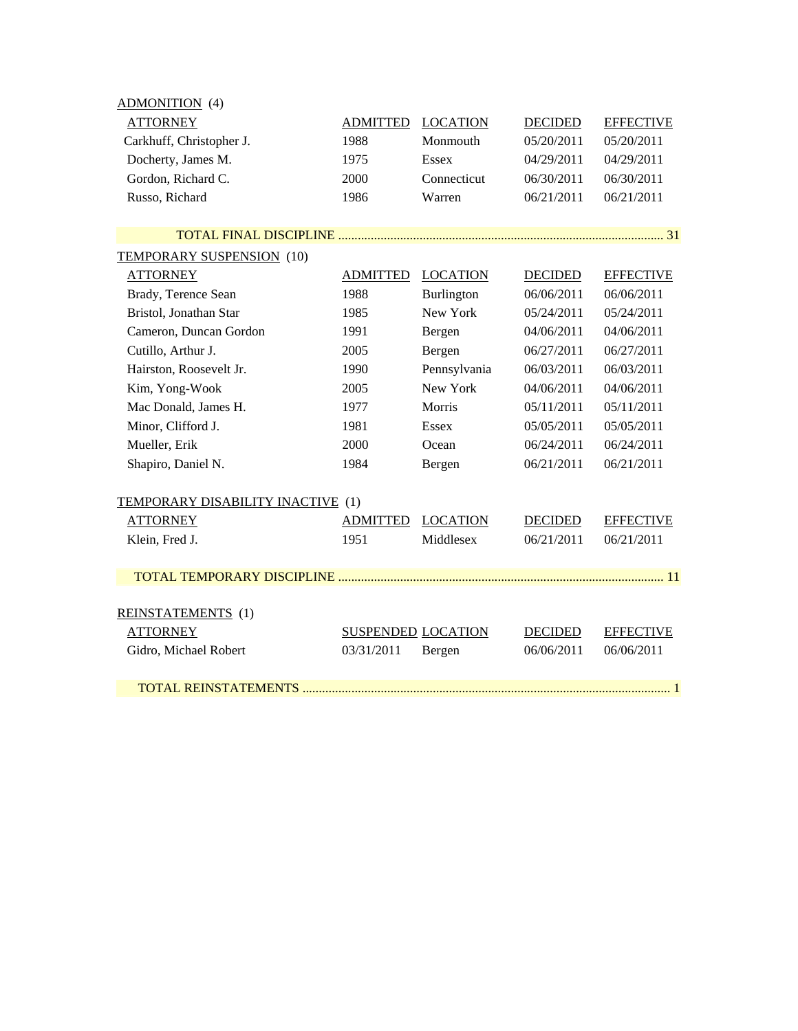ADMONITION (4)

| ATTORNEY | ADMITTED | LOCATION | DECIDED | EFFECTIVE |
| --- | --- | --- | --- | --- |
| Carkhuff, Christopher J. | 1988 | Monmouth | 05/20/2011 | 05/20/2011 |
| Docherty, James M. | 1975 | Essex | 04/29/2011 | 04/29/2011 |
| Gordon, Richard C. | 2000 | Connecticut | 06/30/2011 | 06/30/2011 |
| Russo, Richard | 1986 | Warren | 06/21/2011 | 06/21/2011 |

TOTAL FINAL DISCIPLINE .................................................................................................. 31

TEMPORARY SUSPENSION (10)

| ATTORNEY | ADMITTED | LOCATION | DECIDED | EFFECTIVE |
| --- | --- | --- | --- | --- |
| Brady, Terence Sean | 1988 | Burlington | 06/06/2011 | 06/06/2011 |
| Bristol, Jonathan Star | 1985 | New York | 05/24/2011 | 05/24/2011 |
| Cameron, Duncan Gordon | 1991 | Bergen | 04/06/2011 | 04/06/2011 |
| Cutillo, Arthur J. | 2005 | Bergen | 06/27/2011 | 06/27/2011 |
| Hairston, Roosevelt Jr. | 1990 | Pennsylvania | 06/03/2011 | 06/03/2011 |
| Kim, Yong-Wook | 2005 | New York | 04/06/2011 | 04/06/2011 |
| Mac Donald, James H. | 1977 | Morris | 05/11/2011 | 05/11/2011 |
| Minor, Clifford J. | 1981 | Essex | 05/05/2011 | 05/05/2011 |
| Mueller, Erik | 2000 | Ocean | 06/24/2011 | 06/24/2011 |
| Shapiro, Daniel N. | 1984 | Bergen | 06/21/2011 | 06/21/2011 |

TEMPORARY DISABILITY INACTIVE (1)

| ATTORNEY | ADMITTED | LOCATION | DECIDED | EFFECTIVE |
| --- | --- | --- | --- | --- |
| Klein, Fred J. | 1951 | Middlesex | 06/21/2011 | 06/21/2011 |

TOTAL TEMPORARY DISCIPLINE .................................................................................................. 11

REINSTATEMENTS (1)

| ATTORNEY | SUSPENDED | LOCATION | DECIDED | EFFECTIVE |
| --- | --- | --- | --- | --- |
| Gidro, Michael Robert | 03/31/2011 | Bergen | 06/06/2011 | 06/06/2011 |

TOTAL REINSTATEMENTS .................................................................................................. 1